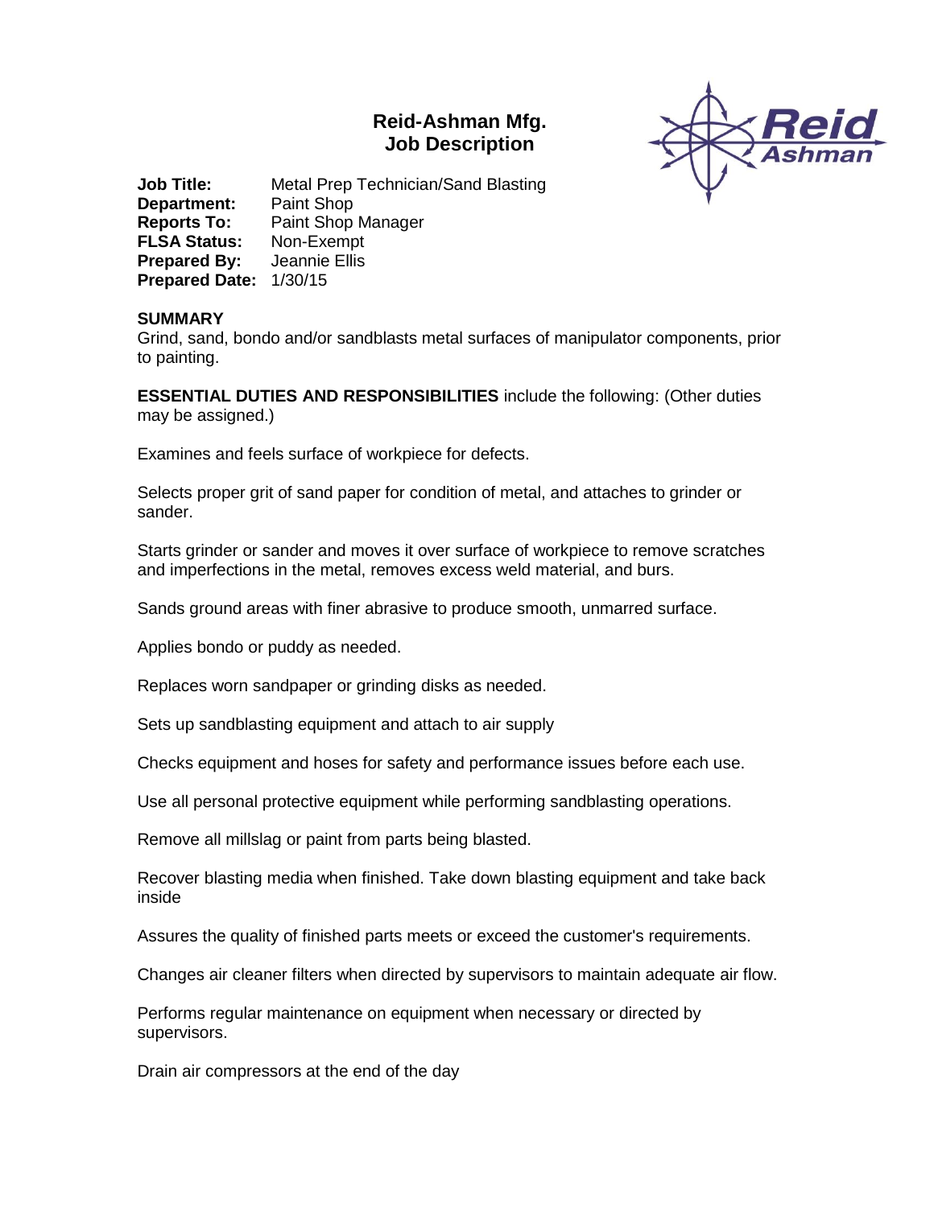# Reid-Ashman Mfg.
## Job Description

**Job Title:** Metal Prep Technician/Sand Blasting
**Department:** Paint Shop
**Reports To:** Paint Shop Manager
**FLSA Status:** Non-Exempt
**Prepared By:** Jeannie Ellis
**Prepared Date:** 1/30/15

**SUMMARY**
Grind, sand, bondo and/or sandblasts metal surfaces of manipulator components, prior to painting.

**ESSENTIAL DUTIES AND RESPONSIBILITIES** include the following: (Other duties may be assigned.)

Examines and feels surface of workpiece for defects.

Selects proper grit of sand paper for condition of metal, and attaches to grinder or sander.

Starts grinder or sander and moves it over surface of workpiece to remove scratches and imperfections in the metal, removes excess weld material, and burs.

Sands ground areas with finer abrasive to produce smooth, unmarred surface.

Applies bondo or puddy as needed.

Replaces worn sandpaper or grinding disks as needed.

Sets up sandblasting equipment and attach to air supply

Checks equipment and hoses for safety and performance issues before each use.

Use all personal protective equipment while performing sandblasting operations.

Remove all millslag or paint from parts being blasted.

Recover blasting media when finished. Take down blasting equipment and take back inside

Assures the quality of finished parts meets or exceed the customer's requirements.

Changes air cleaner filters when directed by supervisors to maintain adequate air flow.

Performs regular maintenance on equipment when necessary or directed by supervisors.

Drain air compressors at the end of the day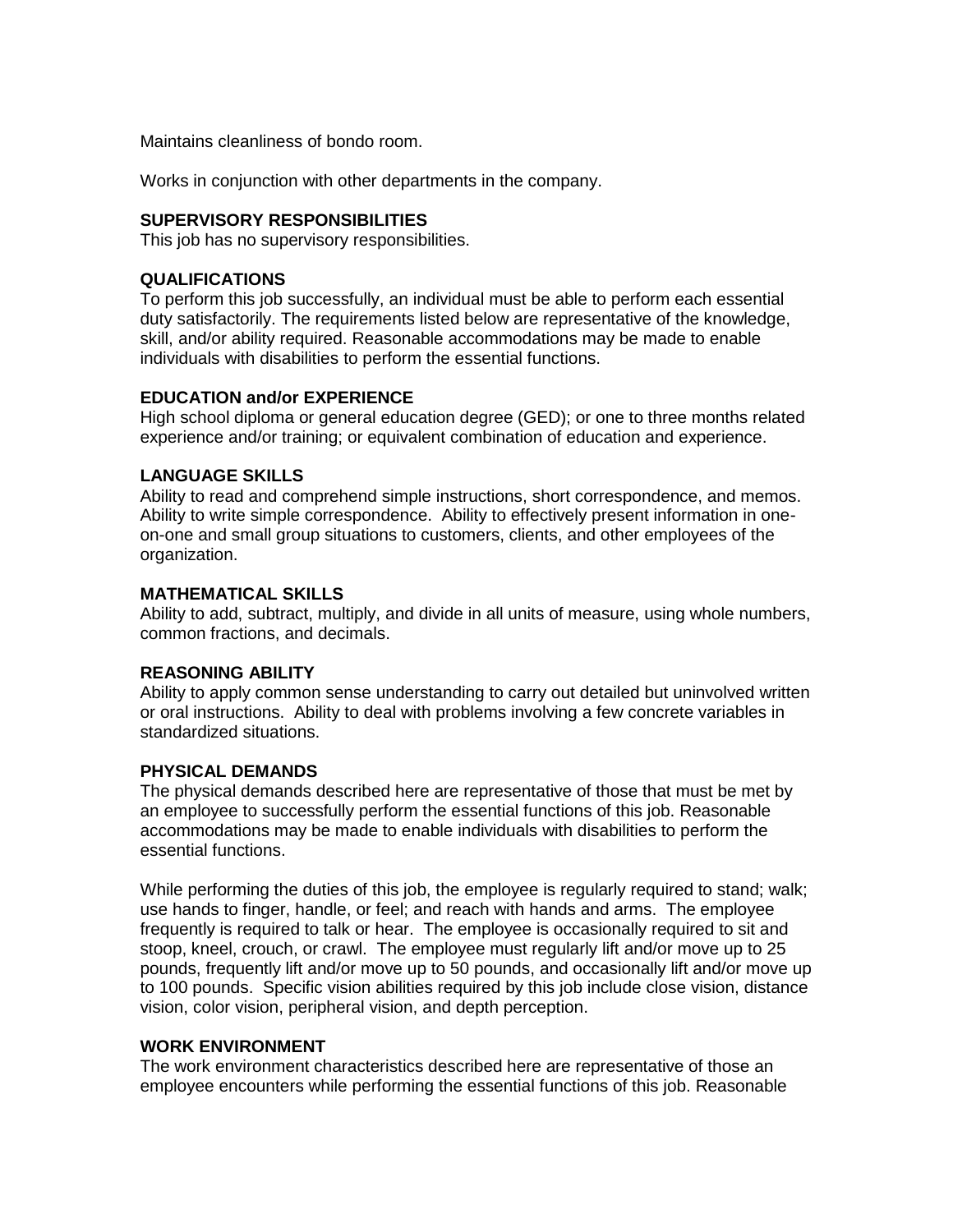Maintains cleanliness of bondo room.

Works in conjunction with other departments in the company.

**SUPERVISORY RESPONSIBILITIES**
This job has no supervisory responsibilities.

**QUALIFICATIONS**
To perform this job successfully, an individual must be able to perform each essential duty satisfactorily. The requirements listed below are representative of the knowledge, skill, and/or ability required. Reasonable accommodations may be made to enable individuals with disabilities to perform the essential functions.

**EDUCATION and/or EXPERIENCE**
High school diploma or general education degree (GED); or one to three months related experience and/or training; or equivalent combination of education and experience.

**LANGUAGE SKILLS**
Ability to read and comprehend simple instructions, short correspondence, and memos. Ability to write simple correspondence. Ability to effectively present information in one-on-one and small group situations to customers, clients, and other employees of the organization.

**MATHEMATICAL SKILLS**
Ability to add, subtract, multiply, and divide in all units of measure, using whole numbers, common fractions, and decimals.

**REASONING ABILITY**
Ability to apply common sense understanding to carry out detailed but uninvolved written or oral instructions. Ability to deal with problems involving a few concrete variables in standardized situations.

**PHYSICAL DEMANDS**
The physical demands described here are representative of those that must be met by an employee to successfully perform the essential functions of this job. Reasonable accommodations may be made to enable individuals with disabilities to perform the essential functions.

While performing the duties of this job, the employee is regularly required to stand; walk; use hands to finger, handle, or feel; and reach with hands and arms. The employee frequently is required to talk or hear. The employee is occasionally required to sit and stoop, kneel, crouch, or crawl. The employee must regularly lift and/or move up to 25 pounds, frequently lift and/or move up to 50 pounds, and occasionally lift and/or move up to 100 pounds. Specific vision abilities required by this job include close vision, distance vision, color vision, peripheral vision, and depth perception.

**WORK ENVIRONMENT**
The work environment characteristics described here are representative of those an employee encounters while performing the essential functions of this job. Reasonable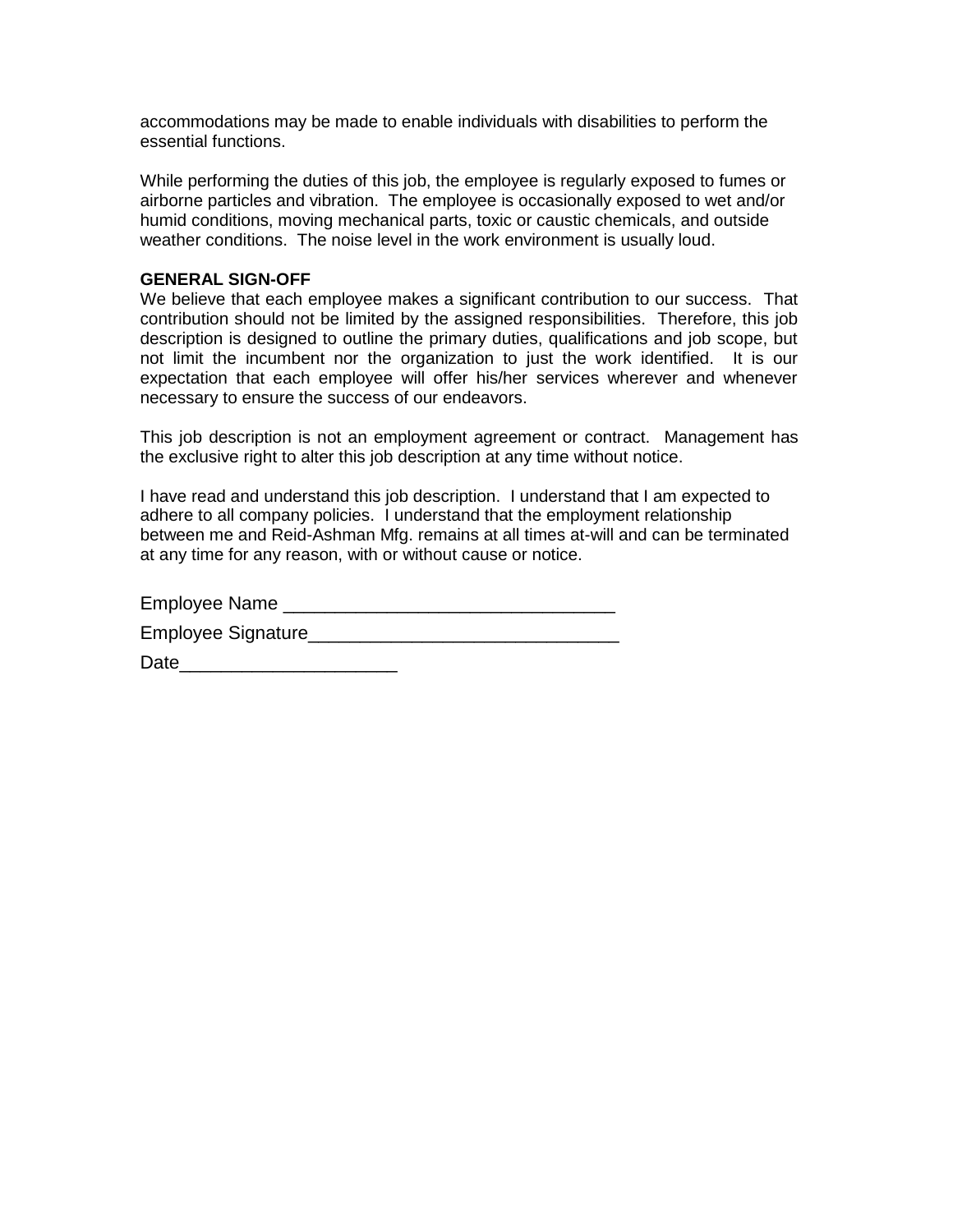accommodations may be made to enable individuals with disabilities to perform the essential functions.

While performing the duties of this job, the employee is regularly exposed to fumes or airborne particles and vibration. The employee is occasionally exposed to wet and/or humid conditions, moving mechanical parts, toxic or caustic chemicals, and outside weather conditions. The noise level in the work environment is usually loud.

**GENERAL SIGN-OFF**

We believe that each employee makes a significant contribution to our success. That contribution should not be limited by the assigned responsibilities. Therefore, this job description is designed to outline the primary duties, qualifications and job scope, but not limit the incumbent nor the organization to just the work identified. It is our expectation that each employee will offer his/her services wherever and whenever necessary to ensure the success of our endeavors.

This job description is not an employment agreement or contract. Management has the exclusive right to alter this job description at any time without notice.

I have read and understand this job description. I understand that I am expected to adhere to all company policies. I understand that the employment relationship between me and Reid-Ashman Mfg. remains at all times at-will and can be terminated at any time for any reason, with or without cause or notice.

Employee Name ________________________________

Employee Signature______________________________

Date_____________________